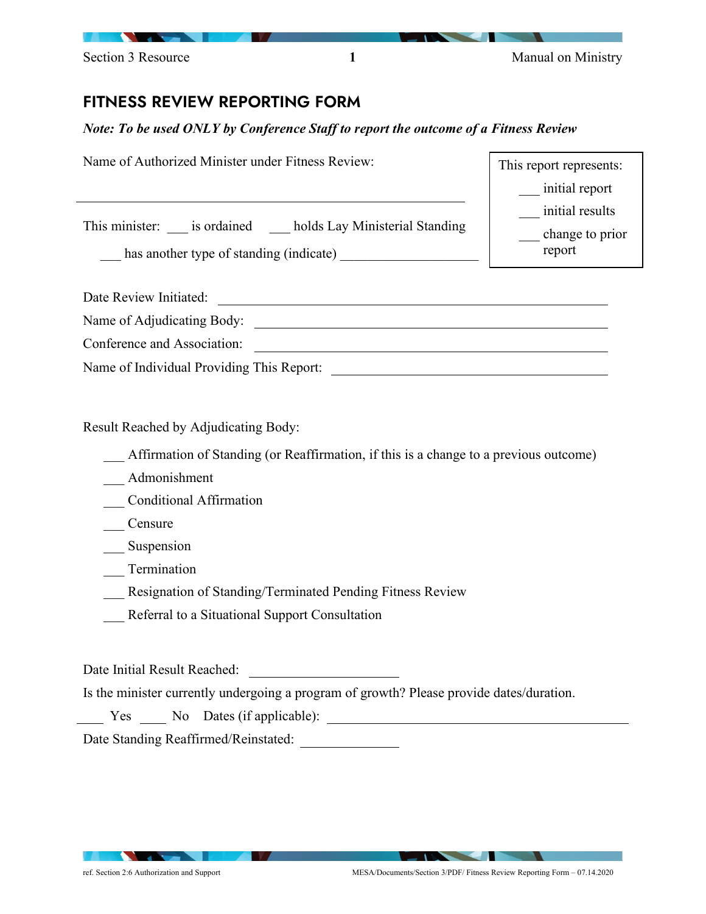# FITNESS REVIEW REPORTING FORM

***Note: To be used ONLY by Conference Staff to report the outcome of a Fitness Review***

Name of Authorized Minister under Fitness Review:

______________________________________________

This minister: ___ is ordained ___ holds Lay Ministerial Standing

___ has another type of standing (indicate) ____________________

This report represents:

___ initial report

___ initial results

___ change to prior report

Date Review Initiated: ______________________________________________

Name of Adjudicating Body: __________________________________________

Conference and Association: __________________________________________

Name of Individual Providing This Report: ________________________________

Result Reached by Adjudicating Body:

___ Affirmation of Standing (or Reaffirmation, if this is a change to a previous outcome)

___ Admonishment

___ Conditional Affirmation

___ Censure

___ Suspension

___ Termination

___ Resignation of Standing/Terminated Pending Fitness Review

___ Referral to a Situational Support Consultation

Date Initial Result Reached: ____________________

Is the minister currently undergoing a program of growth? Please provide dates/duration.

____ Yes ____ No Dates (if applicable): ________________________________________

Date Standing Reaffirmed/Reinstated: ______________

ref. Section 2:6 Authorization and Support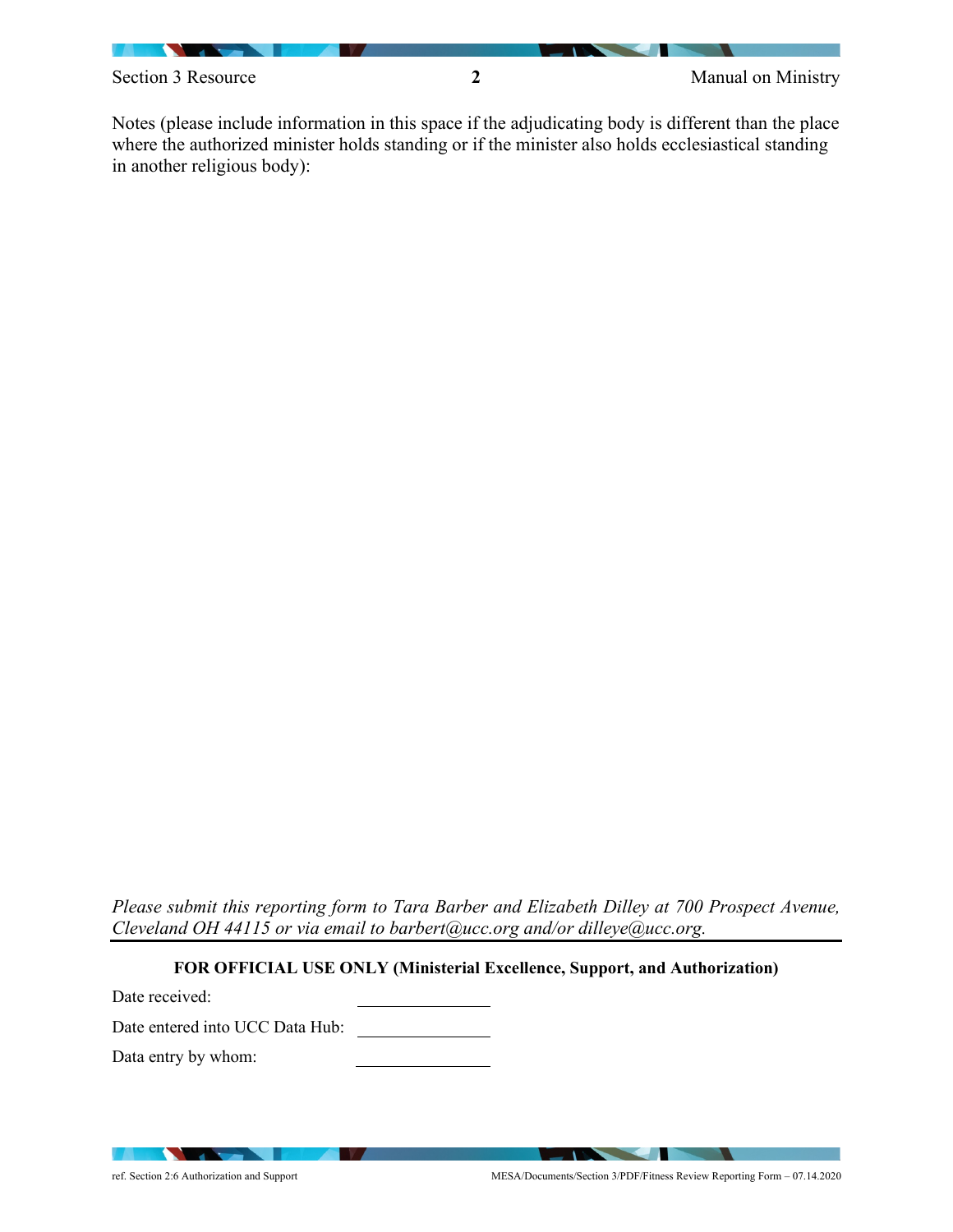Notes (please include information in this space if the adjudicating body is different than the place where the authorized minister holds standing or if the minister also holds ecclesiastical standing in another religious body):

*Please submit this reporting form to Tara Barber and Elizabeth Dilley at 700 Prospect Avenue, Cleveland OH 44115 or via email to barbert@ucc.org and/or dilleye@ucc.org.*

---

**FOR OFFICIAL USE ONLY (Ministerial Excellence, Support, and Authorization)**

Date received: \_\_\_\_\_\_\_\_\_\_\_\_\_\_\_\_

Date entered into UCC Data Hub: \_\_\_\_\_\_\_\_\_\_\_\_\_\_\_\_

Data entry by whom: \_\_\_\_\_\_\_\_\_\_\_\_\_\_\_\_

ref. Section 2:6 Authorization and Support

MESA/Documents/Section 3/PDF/Fitness Review Reporting Form – 07.14.2020